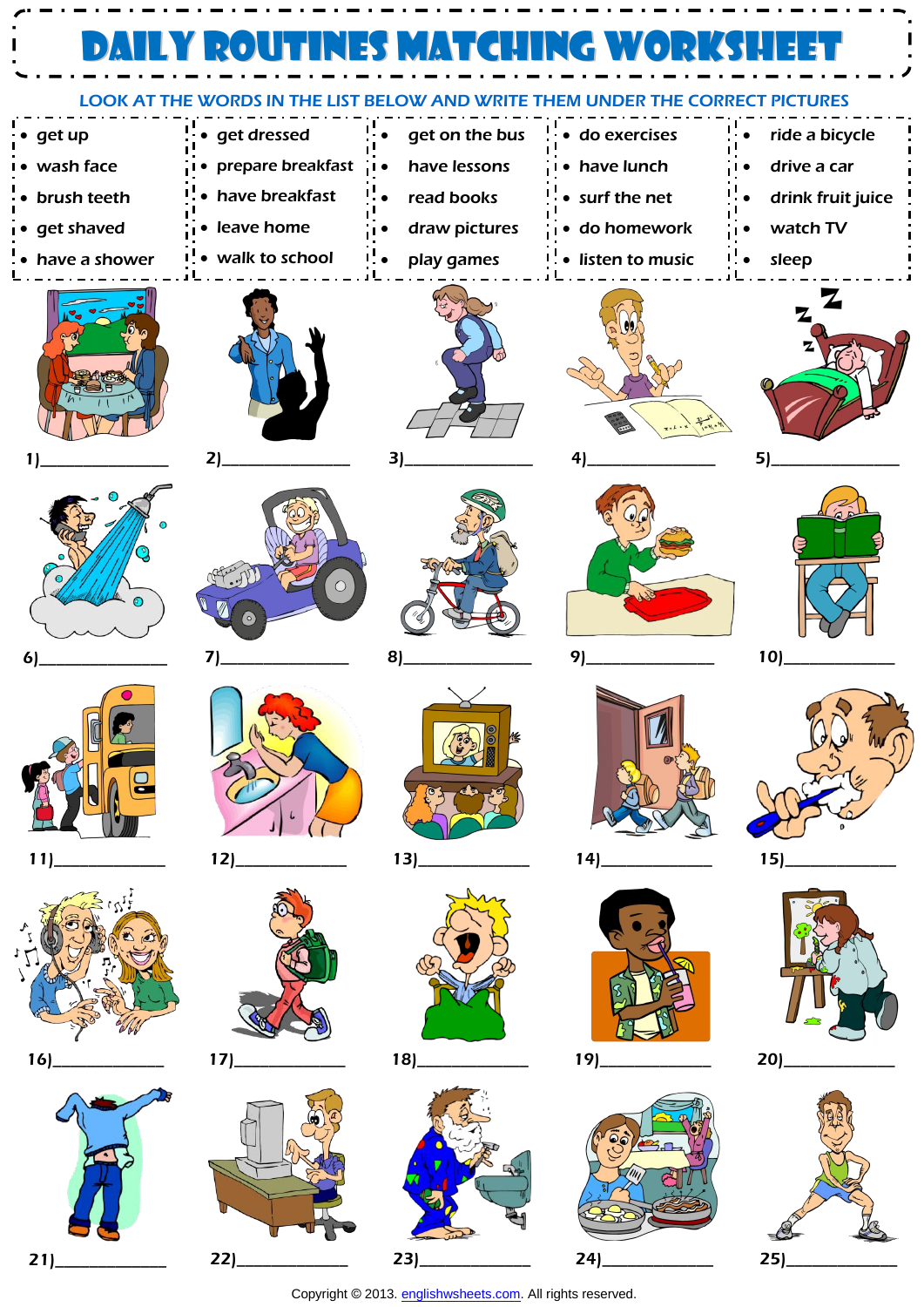# DAILY ROUTINES MATCHING WORKSHEET

LOOK AT THE WORDS IN THE LIST BELOW AND WRITE THEM UNDER THE CORRECT PICTURES

| | | | | |
|---|---|---|---|---|
| • get up | • get dressed | • get on the bus | • do exercises | • ride a bicycle |
| • wash face | • prepare breakfast | • have lessons | • have lunch | • drive a car |
| • brush teeth | • have breakfast | • read books | • surf the net | • drink fruit juice |
| • get shaved | • leave home | • draw pictures | • do homework | • watch TV |
| • have a shower | • walk to school | • play games | • listen to music | • sleep |

1)____________ 2)____________ 3)____________ 4)____________ 5)____________

6)____________ 7)____________ 8)____________ 9)____________ 10)____________

11)____________ 12)____________ 13)____________ 14)____________ 15)____________

16)____________ 17)____________ 18)____________ 19)____________ 20)____________

21)____________ 22)____________ 23)____________ 24)____________ 25)____________

Copyright © 2013. englishwsheets.com. All rights reserved.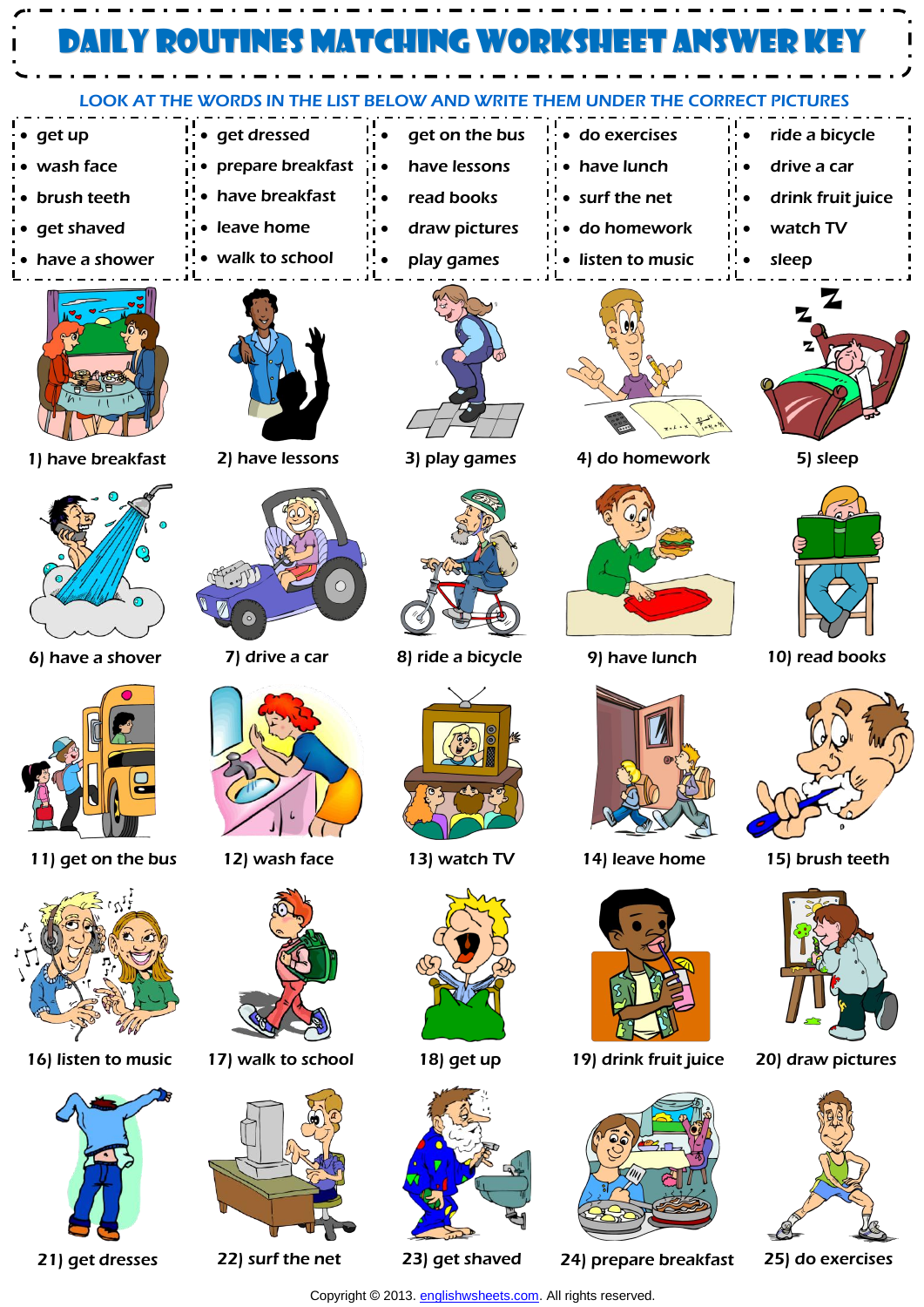# DAILY ROUTINES MATCHING WORKSHEET ANSWER KEY

LOOK AT THE WORDS IN THE LIST BELOW AND WRITE THEM UNDER THE CORRECT PICTURES

| | | | | |
|---|---|---|---|---|
| • get up | • get dressed | • get on the bus | • do exercises | • ride a bicycle |
| • wash face | • prepare breakfast | • have lessons | • have lunch | • drive a car |
| • brush teeth | • have breakfast | • read books | • surf the net | • drink fruit juice |
| • get shaved | • leave home | • draw pictures | • do homework | • watch TV |
| • have a shower | • walk to school | • play games | • listen to music | • sleep |

1) have breakfast
2) have lessons
3) play games
4) do homework
5) sleep
6) have a shover
7) drive a car
8) ride a bicycle
9) have lunch
10) read books
11) get on the bus
12) wash face
13) watch TV
14) leave home
15) brush teeth
16) listen to music
17) walk to school
18) get up
19) drink fruit juice
20) draw pictures
21) get dresses
22) surf the net
23) get shaved
24) prepare breakfast
25) do exercises

Copyright © 2013. englishwsheets.com. All rights reserved.